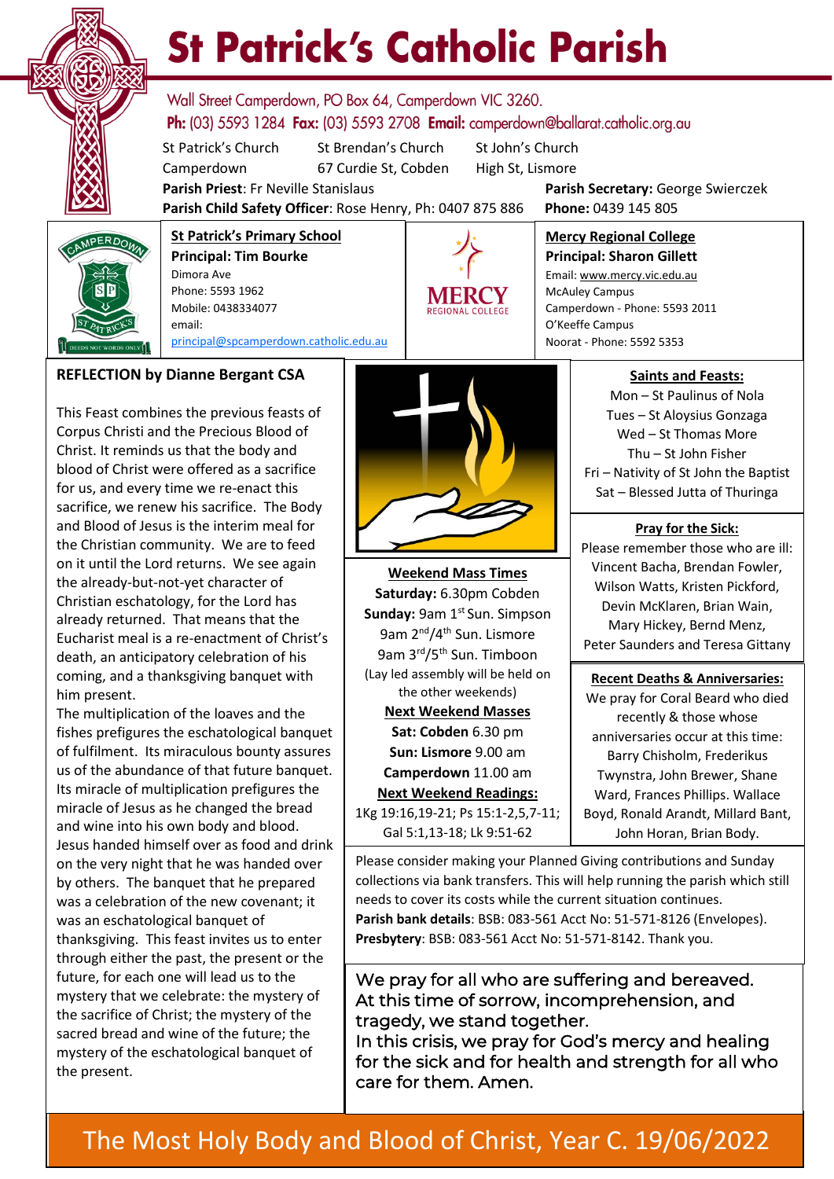# St Patrick's Catholic Parish

Wall Street Camperdown, PO Box 64, Camperdown VIC 3260.
**Ph:** (03) 5593 1284 **Fax:** (03) 5593 2708 **Email:** camperdown@ballarat.catholic.org.au

St Patrick's Church Camperdown | St Brendan's Church 67 Curdie St, Cobden | St John's Church High St, Lismore

**Parish Priest**: Fr Neville Stanislaus
**Parish Secretary:** George Swierczek
**Parish Child Safety Officer**: Rose Henry, Ph: 0407 875 886
**Phone:** 0439 145 805

**St Patrick's Primary School**
**Principal: Tim Bourke**
Dimora Ave
Phone: 5593 1962
Mobile: 0438334077
email: principal@spcamperdown.catholic.edu.au

**Mercy Regional College**
**Principal: Sharon Gillett**
Email: www.mercy.vic.edu.au
McAuley Campus
Camperdown - Phone: 5593 2011
O'Keeffe Campus
Noorat - Phone: 5592 5353

## REFLECTION by Dianne Bergant CSA

This Feast combines the previous feasts of Corpus Christi and the Precious Blood of Christ. It reminds us that the body and blood of Christ were offered as a sacrifice for us, and every time we re-enact this sacrifice, we renew his sacrifice. The Body and Blood of Jesus is the interim meal for the Christian community. We are to feed on it until the Lord returns. We see again the already-but-not-yet character of Christian eschatology, for the Lord has already returned. That means that the Eucharist meal is a re-enactment of Christ's death, an anticipatory celebration of his coming, and a thanksgiving banquet with him present.
The multiplication of the loaves and the fishes prefigures the eschatological banquet of fulfilment. Its miraculous bounty assures us of the abundance of that future banquet. Its miracle of multiplication prefigures the miracle of Jesus as he changed the bread and wine into his own body and blood. Jesus handed himself over as food and drink on the very night that he was handed over by others. The banquet that he prepared was a celebration of the new covenant; it was an eschatological banquet of thanksgiving. This feast invites us to enter through either the past, the present or the future, for each one will lead us to the mystery that we celebrate: the mystery of the sacrifice of Christ; the mystery of the sacred bread and wine of the future; the mystery of the eschatological banquet of the present.

**Weekend Mass Times**
**Saturday:** 6.30pm Cobden
**Sunday:** 9am 1st Sun. Simpson
9am 2nd/4th Sun. Lismore
9am 3rd/5th Sun. Timboon
(Lay led assembly will be held on the other weekends)

**Next Weekend Masses**
**Sat: Cobden** 6.30 pm
**Sun: Lismore** 9.00 am
**Camperdown** 11.00 am

**Next Weekend Readings:**
1Kg 19:16,19-21; Ps 15:1-2,5,7-11; Gal 5:1,13-18; Lk 9:51-62

**Saints and Feasts:**
Mon – St Paulinus of Nola
Tues – St Aloysius Gonzaga
Wed – St Thomas More
Thu – St John Fisher
Fri – Nativity of St John the Baptist
Sat – Blessed Jutta of Thuringa

**Pray for the Sick:**
Please remember those who are ill: Vincent Bacha, Brendan Fowler, Wilson Watts, Kristen Pickford, Devin McKlaren, Brian Wain, Mary Hickey, Bernd Menz, Peter Saunders and Teresa Gittany

**Recent Deaths & Anniversaries:**
We pray for Coral Beard who died recently & those whose anniversaries occur at this time: Barry Chisholm, Frederikus Twynstra, John Brewer, Shane Ward, Frances Phillips. Wallace Boyd, Ronald Arandt, Millard Bant, John Horan, Brian Body.

Please consider making your Planned Giving contributions and Sunday collections via bank transfers. This will help running the parish which still needs to cover its costs while the current situation continues.
**Parish bank details**: BSB: 083-561 Acct No: 51-571-8126 (Envelopes).
**Presbytery**: BSB: 083-561 Acct No: 51-571-8142. Thank you.

We pray for all who are suffering and bereaved.
At this time of sorrow, incomprehension, and tragedy, we stand together.
In this crisis, we pray for God's mercy and healing for the sick and for health and strength for all who care for them. Amen.

The Most Holy Body and Blood of Christ, Year C. 19/06/2022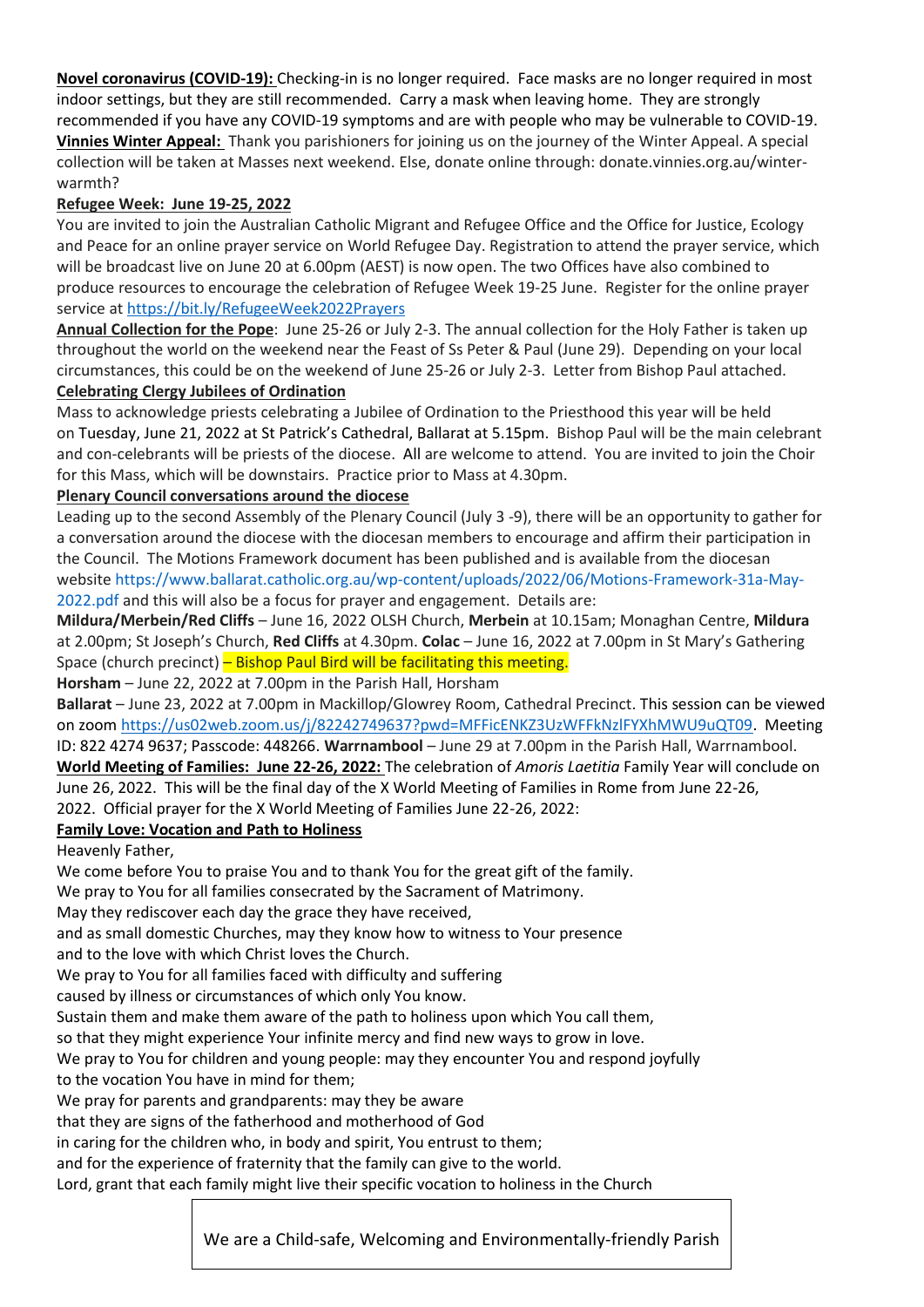**Novel coronavirus (COVID-19):** Checking-in is no longer required. Face masks are no longer required in most indoor settings, but they are still recommended. Carry a mask when leaving home. They are strongly recommended if you have any COVID-19 symptoms and are with people who may be vulnerable to COVID-19.

**Vinnies Winter Appeal:** Thank you parishioners for joining us on the journey of the Winter Appeal. A special collection will be taken at Masses next weekend. Else, donate online through: donate.vinnies.org.au/winter-warmth?

**Refugee Week: June 19-25, 2022**

You are invited to join the Australian Catholic Migrant and Refugee Office and the Office for Justice, Ecology and Peace for an online prayer service on World Refugee Day. Registration to attend the prayer service, which will be broadcast live on June 20 at 6.00pm (AEST) is now open. The two Offices have also combined to produce resources to encourage the celebration of Refugee Week 19-25 June. Register for the online prayer service at https://bit.ly/RefugeeWeek2022Prayers

**Annual Collection for the Pope**: June 25-26 or July 2-3. The annual collection for the Holy Father is taken up throughout the world on the weekend near the Feast of Ss Peter & Paul (June 29). Depending on your local circumstances, this could be on the weekend of June 25-26 or July 2-3. Letter from Bishop Paul attached.

**Celebrating Clergy Jubilees of Ordination**

Mass to acknowledge priests celebrating a Jubilee of Ordination to the Priesthood this year will be held on Tuesday, June 21, 2022 at St Patrick's Cathedral, Ballarat at 5.15pm. Bishop Paul will be the main celebrant and con-celebrants will be priests of the diocese. All are welcome to attend. You are invited to join the Choir for this Mass, which will be downstairs. Practice prior to Mass at 4.30pm.

**Plenary Council conversations around the diocese**

Leading up to the second Assembly of the Plenary Council (July 3 -9), there will be an opportunity to gather for a conversation around the diocese with the diocesan members to encourage and affirm their participation in the Council. The Motions Framework document has been published and is available from the diocesan website https://www.ballarat.catholic.org.au/wp-content/uploads/2022/06/Motions-Framework-31a-May-2022.pdf and this will also be a focus for prayer and engagement. Details are:

**Mildura/Merbein/Red Cliffs** – June 16, 2022 OLSH Church, **Merbein** at 10.15am; Monaghan Centre, **Mildura** at 2.00pm; St Joseph's Church, **Red Cliffs** at 4.30pm. **Colac** – June 16, 2022 at 7.00pm in St Mary's Gathering Space (church precinct) – Bishop Paul Bird will be facilitating this meeting.

**Horsham** – June 22, 2022 at 7.00pm in the Parish Hall, Horsham

**Ballarat** – June 23, 2022 at 7.00pm in Mackillop/Glowrey Room, Cathedral Precinct. This session can be viewed on zoom https://us02web.zoom.us/j/82242749637?pwd=MFFicENKZ3UzWFFkNzlFYXhMWU9uQT09. Meeting ID: 822 4274 9637; Passcode: 448266. **Warrnambool** – June 29 at 7.00pm in the Parish Hall, Warrnambool.

**World Meeting of Families: June 22-26, 2022:** The celebration of *Amoris Laetitia* Family Year will conclude on June 26, 2022. This will be the final day of the X World Meeting of Families in Rome from June 22-26, 2022. Official prayer for the X World Meeting of Families June 22-26, 2022:

**Family Love: Vocation and Path to Holiness**

Heavenly Father,
We come before You to praise You and to thank You for the great gift of the family.
We pray to You for all families consecrated by the Sacrament of Matrimony.
May they rediscover each day the grace they have received,
and as small domestic Churches, may they know how to witness to Your presence
and to the love with which Christ loves the Church.
We pray to You for all families faced with difficulty and suffering
caused by illness or circumstances of which only You know.
Sustain them and make them aware of the path to holiness upon which You call them,
so that they might experience Your infinite mercy and find new ways to grow in love.
We pray to You for children and young people: may they encounter You and respond joyfully
to the vocation You have in mind for them;
We pray for parents and grandparents: may they be aware
that they are signs of the fatherhood and motherhood of God
in caring for the children who, in body and spirit, You entrust to them;
and for the experience of fraternity that the family can give to the world.
Lord, grant that each family might live their specific vocation to holiness in the Church

We are a Child-safe, Welcoming and Environmentally-friendly Parish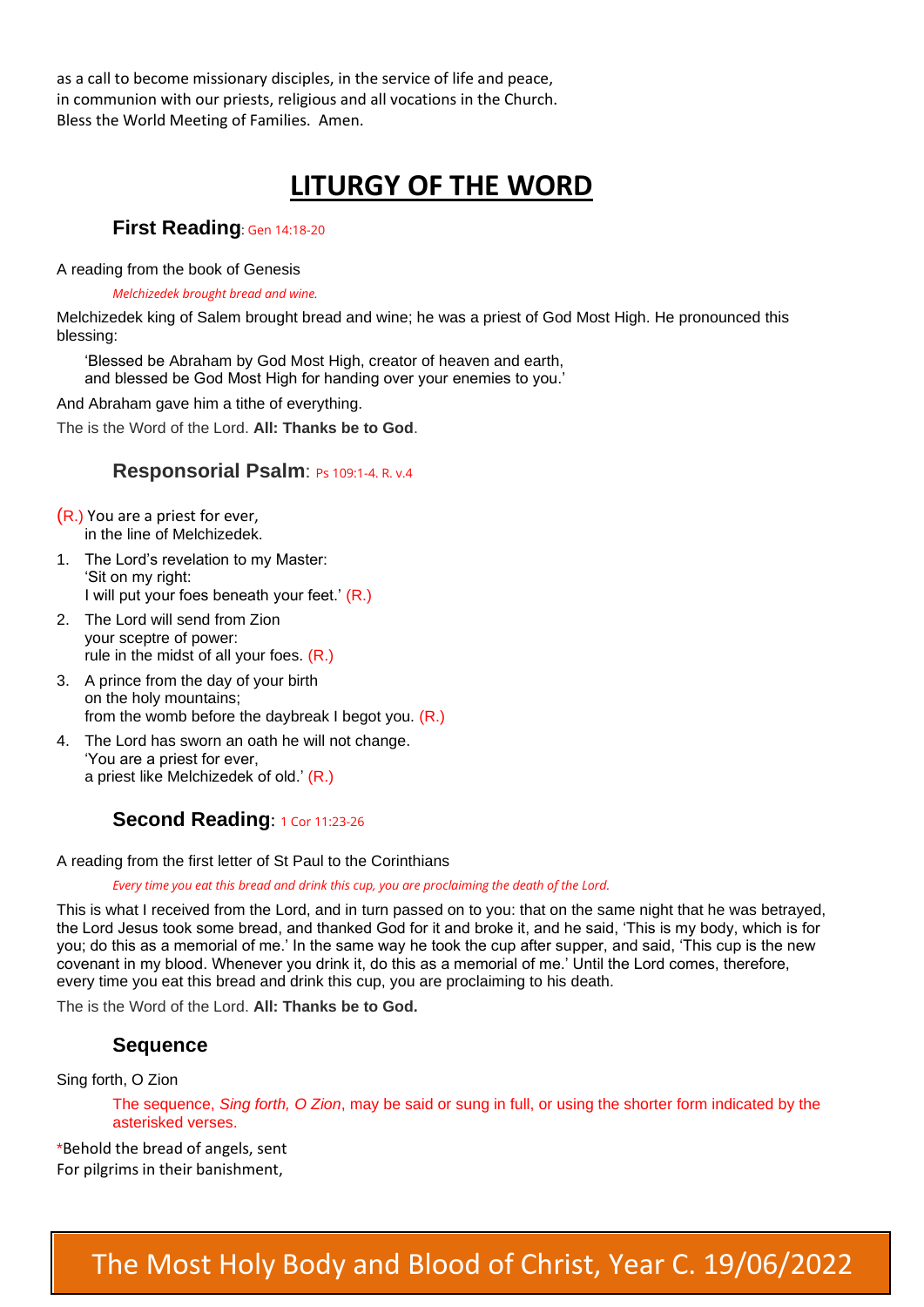as a call to become missionary disciples, in the service of life and peace,
in communion with our priests, religious and all vocations in the Church.
Bless the World Meeting of Families. Amen.

# LITURGY OF THE WORD

## First Reading: Gen 14:18-20

A reading from the book of Genesis

*Melchizedek brought bread and wine.*

Melchizedek king of Salem brought bread and wine; he was a priest of God Most High. He pronounced this blessing:

'Blessed be Abraham by God Most High, creator of heaven and earth,
and blessed be God Most High for handing over your enemies to you.'

And Abraham gave him a tithe of everything.

The is the Word of the Lord. **All: Thanks be to God**.

## Responsorial Psalm: Ps 109:1-4. R. v.4

(R.) You are a priest for ever,
in the line of Melchizedek.

1. The Lord's revelation to my Master:
   'Sit on my right:
   I will put your foes beneath your feet.' (R.)
2. The Lord will send from Zion
   your sceptre of power:
   rule in the midst of all your foes. (R.)
3. A prince from the day of your birth
   on the holy mountains;
   from the womb before the daybreak I begot you. (R.)
4. The Lord has sworn an oath he will not change.
   'You are a priest for ever,
   a priest like Melchizedek of old.' (R.)

## Second Reading: 1 Cor 11:23-26

A reading from the first letter of St Paul to the Corinthians

*Every time you eat this bread and drink this cup, you are proclaiming the death of the Lord.*

This is what I received from the Lord, and in turn passed on to you: that on the same night that he was betrayed, the Lord Jesus took some bread, and thanked God for it and broke it, and he said, 'This is my body, which is for you; do this as a memorial of me.' In the same way he took the cup after supper, and said, 'This cup is the new covenant in my blood. Whenever you drink it, do this as a memorial of me.' Until the Lord comes, therefore, every time you eat this bread and drink this cup, you are proclaiming to his death.

The is the Word of the Lord. **All: Thanks be to God.**

## Sequence

Sing forth, O Zion

The sequence, *Sing forth, O Zion*, may be said or sung in full, or using the shorter form indicated by the asterisked verses.

*Behold the bread of angels, sent
For pilgrims in their banishment,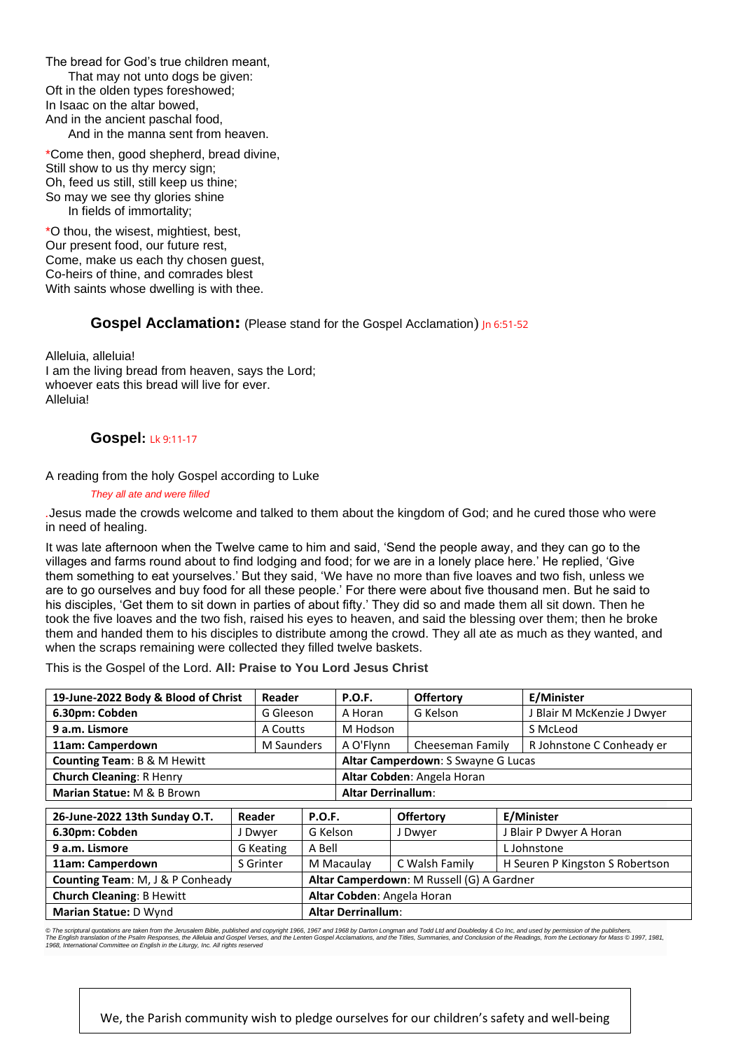The bread for God's true children meant,
That may not unto dogs be given:
Oft in the olden types foreshowed;
In Isaac on the altar bowed,
And in the ancient paschal food,
And in the manna sent from heaven.

*Come then, good shepherd, bread divine,
Still show to us thy mercy sign;
Oh, feed us still, still keep us thine;
So may we see thy glories shine
In fields of immortality;

*O thou, the wisest, mightiest, best,
Our present food, our future rest,
Come, make us each thy chosen guest,
Co-heirs of thine, and comrades blest
With saints whose dwelling is with thee.

## Gospel Acclamation: (Please stand for the Gospel Acclamation) Jn 6:51-52

Alleluia, alleluia!
I am the living bread from heaven, says the Lord;
whoever eats this bread will live for ever.
Alleluia!

## Gospel: Lk 9:11-17

A reading from the holy Gospel according to Luke

*They all ate and were filled*

.Jesus made the crowds welcome and talked to them about the kingdom of God; and he cured those who were in need of healing.

It was late afternoon when the Twelve came to him and said, 'Send the people away, and they can go to the villages and farms round about to find lodging and food; for we are in a lonely place here.' He replied, 'Give them something to eat yourselves.' But they said, 'We have no more than five loaves and two fish, unless we are to go ourselves and buy food for all these people.' For there were about five thousand men. But he said to his disciples, 'Get them to sit down in parties of about fifty.' They did so and made them all sit down. Then he took the five loaves and the two fish, raised his eyes to heaven, and said the blessing over them; then he broke them and handed them to his disciples to distribute among the crowd. They all ate as much as they wanted, and when the scraps remaining were collected they filled twelve baskets.

This is the Gospel of the Lord. **All: Praise to You Lord Jesus Christ**

| 19-June-2022 Body & Blood of Christ | Reader | P.O.F. | Offertory | E/Minister |
|---|---|---|---|---|
| **6.30pm: Cobden** | G Gleeson | A Horan | G Kelson | J Blair M McKenzie J Dwyer |
| **9 a.m. Lismore** | A Coutts | M Hodson | | S McLeod |
| **11am: Camperdown** | M Saunders | A O'Flynn | Cheeseman Family | R Johnstone C Conheady er |
| **Counting Team**: B & M Hewitt | | **Altar Camperdown**: S Swayne G Lucas | | |
| **Church Cleaning**: R Henry | | **Altar Cobden**: Angela Horan | | |
| **Marian Statue:** M & B Brown | | **Altar Derrinallum**: | | |

| 26-June-2022 13th Sunday O.T. | Reader | P.O.F. | Offertory | E/Minister |
|---|---|---|---|---|
| **6.30pm: Cobden** | J Dwyer | G Kelson | J Dwyer | J Blair P Dwyer A Horan |
| **9 a.m. Lismore** | G Keating | A Bell | | L Johnstone |
| **11am: Camperdown** | S Grinter | M Macaulay | C Walsh Family | H Seuren P Kingston S Robertson |
| **Counting Team**: M, J & P Conheady | | **Altar Camperdown**: M Russell (G) A Gardner | | |
| **Church Cleaning**: B Hewitt | | **Altar Cobden**: Angela Horan | | |
| **Marian Statue:** D Wynd | | **Altar Derrinallum**: | | |

*© The scriptural quotations are taken from the Jerusalem Bible, published and copyright 1966, 1967 and 1968 by Darton Longman and Todd Ltd and Doubleday & Co Inc, and used by permission of the publishers. The English translation of the Psalm Responses, the Alleluia and Gospel Verses, and the Lenten Gospel Acclamations, and the Titles, Summaries, and Conclusion of the Readings, from the Lectionary for Mass © 1997, 1981, 1968, International Committee on English in the Liturgy, Inc. All rights reserved*

We, the Parish community wish to pledge ourselves for our children's safety and well-being